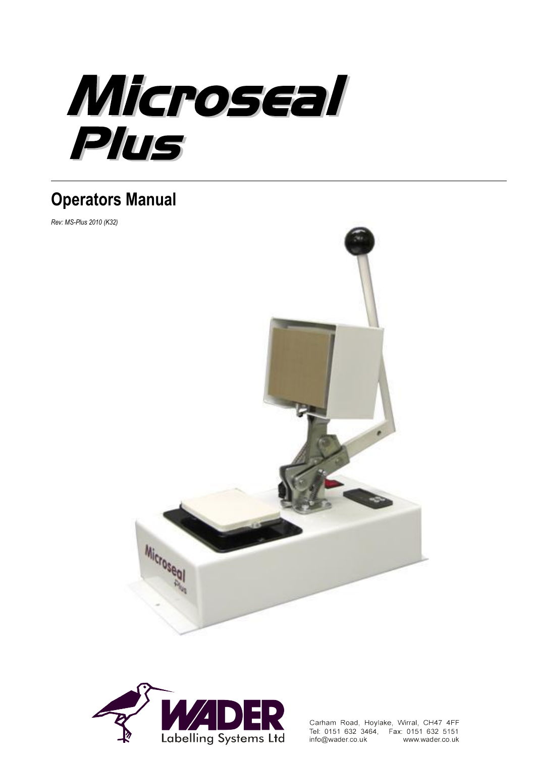# Microseal Plus

## Operators Manual

*Rev: MS-Plus 2010 (K32)*

WADER
Labelling Systems Ltd

Carham Road, Hoylake, Wirral, CH47 4FF
Tel: 0151 632 3464, Fax: 0151 632 5151
info@wader.co.uk www.wader.co.uk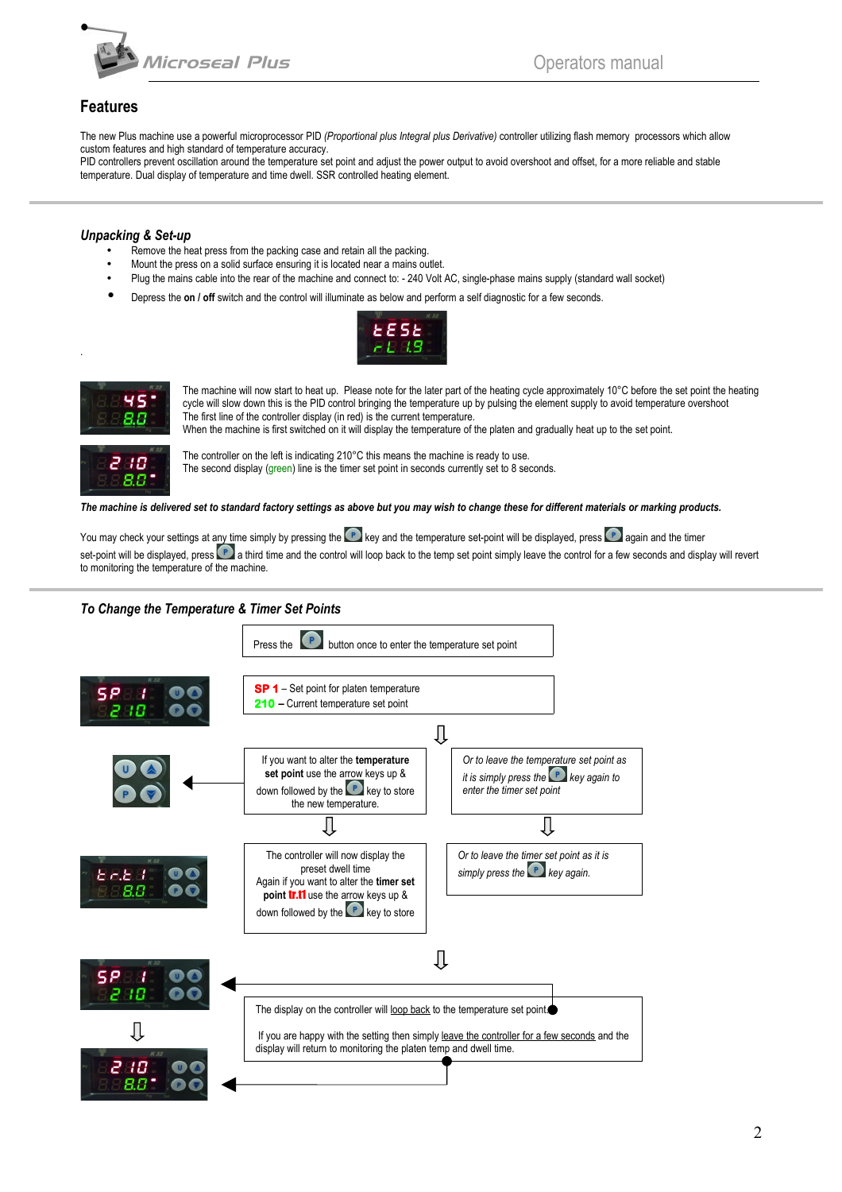# Features

The new Plus machine use a powerful microprocessor PID *(Proportional plus Integral plus Derivative)* controller utilizing flash memory processors which allow custom features and high standard of temperature accuracy.
PID controllers prevent oscillation around the temperature set point and adjust the power output to avoid overshoot and offset, for a more reliable and stable temperature. Dual display of temperature and time dwell. SSR controlled heating element.

## *Unpacking & Set-up*

- Remove the heat press from the packing case and retain all the packing.
- Mount the press on a solid surface ensuring it is located near a mains outlet.
- Plug the mains cable into the rear of the machine and connect to: - 240 Volt AC, single-phase mains supply (standard wall socket)
- Depress the **on / off** switch and the control will illuminate as below and perform a self diagnostic for a few seconds.

The machine will now start to heat up. Please note for the later part of the heating cycle approximately 10°C before the set point the heating cycle will slow down this is the PID control bringing the temperature up by pulsing the element supply to avoid temperature overshoot
The first line of the controller display (in red) is the current temperature.
When the machine is first switched on it will display the temperature of the platen and gradually heat up to the set point.

The controller on the left is indicating 210°C this means the machine is ready to use.
The second display (green) line is the timer set point in seconds currently set to 8 seconds.

***The machine is delivered set to standard factory settings as above but you may wish to change these for different materials or marking products.***

You may check your settings at any time simply by pressing the P key and the temperature set-point will be displayed, press P again and the timer set-point will be displayed, press P a third time and the control will loop back to the temp set point simply leave the control for a few seconds and display will revert to monitoring the temperature of the machine.

## *To Change the Temperature & Timer Set Points*

Press the P button once to enter the temperature set point

**SP 1** – Set point for platen temperature
**210** – Current temperature set point

If you want to alter the **temperature set point** use the arrow keys up & down followed by the P key to store the new temperature.

*Or to leave the temperature set point as it is simply press the P key again to enter the timer set point*

The controller will now display the preset dwell time
Again if you want to alter the **timer set point tr.t1** use the arrow keys up & down followed by the P key to store

*Or to leave the timer set point as it is simply press the P key again.*

The display on the controller will loop back to the temperature set point.

If you are happy with the setting then simply leave the controller for a few seconds and the display will return to monitoring the platen temp and dwell time.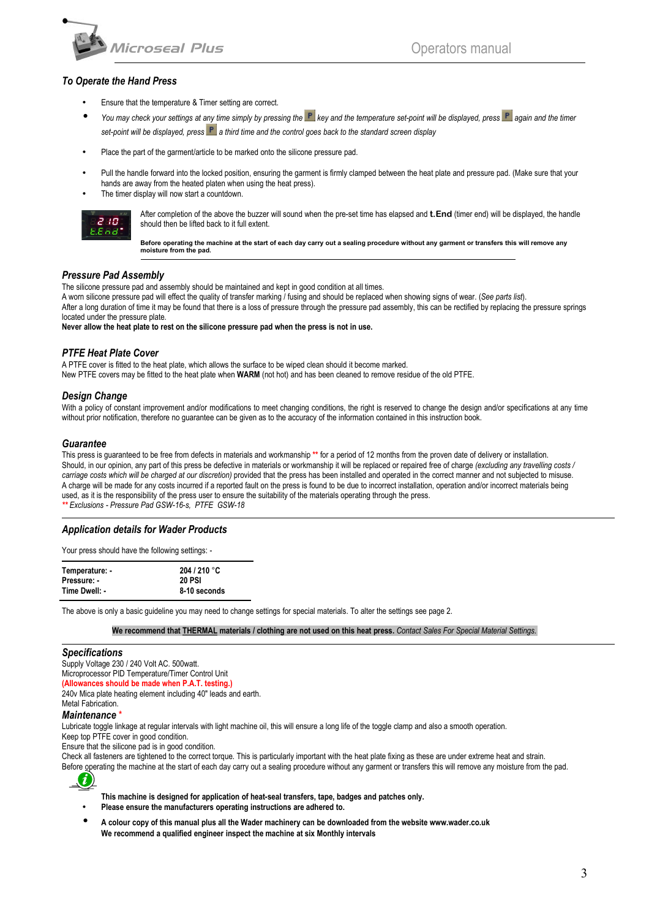### *To Operate the Hand Press*

- Ensure that the temperature & Timer setting are correct.
- *You may check your settings at any time simply by pressing the* P *key and the temperature set-point will be displayed, press* P *again and the timer set-point will be displayed, press* P *a third time and the control goes back to the standard screen display*
- Place the part of the garment/article to be marked onto the silicone pressure pad.
- Pull the handle forward into the locked position, ensuring the garment is firmly clamped between the heat plate and pressure pad. (Make sure that your hands are away from the heated platen when using the heat press).
- The timer display will now start a countdown.

After completion of the above the buzzer will sound when the pre-set time has elapsed and **t.End** (timer end) will be displayed, the handle should then be lifted back to it full extent.

**Before operating the machine at the start of each day carry out a sealing procedure without any garment or transfers this will remove any moisture from the pad.**

### *Pressure Pad Assembly*

The silicone pressure pad and assembly should be maintained and kept in good condition at all times.
A worn silicone pressure pad will effect the quality of transfer marking / fusing and should be replaced when showing signs of wear. (*See parts list*).
After a long duration of time it may be found that there is a loss of pressure through the pressure pad assembly, this can be rectified by replacing the pressure springs located under the pressure plate.
**Never allow the heat plate to rest on the silicone pressure pad when the press is not in use.**

### *PTFE Heat Plate Cover*

A PTFE cover is fitted to the heat plate, which allows the surface to be wiped clean should it become marked.
New PTFE covers may be fitted to the heat plate when **WARM** (not hot) and has been cleaned to remove residue of the old PTFE.

### *Design Change*

With a policy of constant improvement and/or modifications to meet changing conditions, the right is reserved to change the design and/or specifications at any time without prior notification, therefore no guarantee can be given as to the accuracy of the information contained in this instruction book.

### *Guarantee*

This press is guaranteed to be free from defects in materials and workmanship ** for a period of 12 months from the proven date of delivery or installation.
Should, in our opinion, any part of this press be defective in materials or workmanship it will be replaced or repaired free of charge *(excluding any travelling costs / carriage costs which will be charged at our discretion)* provided that the press has been installed and operated in the correct manner and not subjected to misuse.
A charge will be made for any costs incurred if a reported fault on the press is found to be due to incorrect installation, operation and/or incorrect materials being used, as it is the responsibility of the press user to ensure the suitability of the materials operating through the press.
*** Exclusions - Pressure Pad GSW-16-s, PTFE GSW-18*

### *Application details for Wader Products*

Your press should have the following settings: -

| | |
|---|---|
| **Temperature: -** | **204 / 210 °C** |
| **Pressure: -** | **20 PSI** |
| **Time Dwell: -** | **8-10 seconds** |

The above is only a basic guideline you may need to change settings for special materials. To alter the settings see page 2.

**We recommend that THERMAL materials / clothing are not used on this heat press.** *Contact Sales For Special Material Settings.*

### *Specifications*

Supply Voltage 230 / 240 Volt AC. 500watt.
Microprocessor PID Temperature/Timer Control Unit
**(Allowances should be made when P.A.T. testing.)**
240v Mica plate heating element including 40" leads and earth.
Metal Fabrication.

### *Maintenance* *

Lubricate toggle linkage at regular intervals with light machine oil, this will ensure a long life of the toggle clamp and also a smooth operation.
Keep top PTFE cover in good condition.
Ensure that the silicone pad is in good condition.
Check all fasteners are tightened to the correct torque. This is particularly important with the heat plate fixing as these are under extreme heat and strain.
Before operating the machine at the start of each day carry out a sealing procedure without any garment or transfers this will remove any moisture from the pad.

**This machine is designed for application of heat-seal transfers, tape, badges and patches only.**

- **Please ensure the manufacturers operating instructions are adhered to.**
- **A colour copy of this manual plus all the Wader machinery can be downloaded from the website www.wader.co.uk**
  **We recommend a qualified engineer inspect the machine at six Monthly intervals**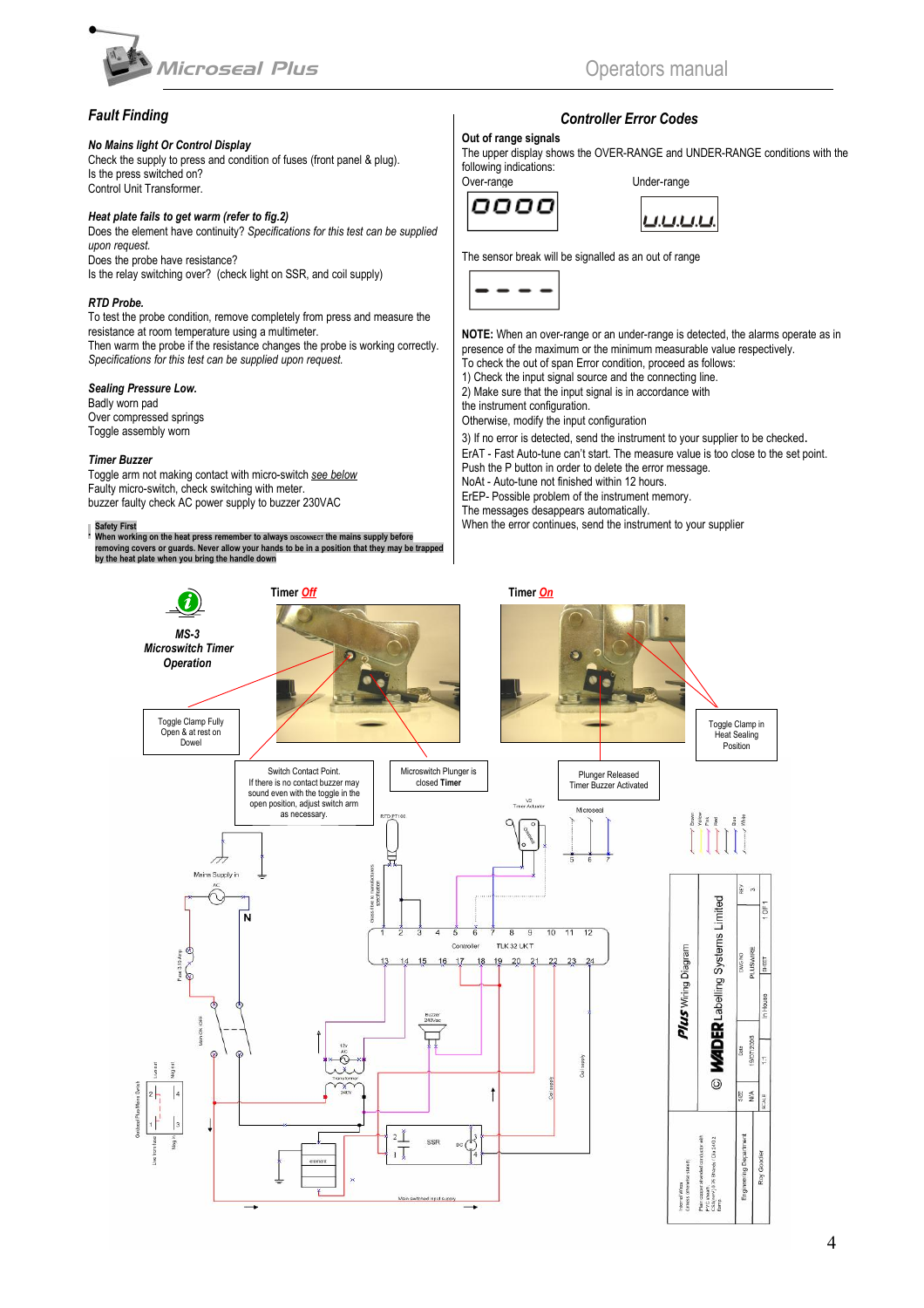## Fault Finding

### No Mains light Or Control Display

Check the supply to press and condition of fuses (front panel & plug).
Is the press switched on?
Control Unit Transformer.

### Heat plate fails to get warm (refer to fig.2)

Does the element have continuity? *Specifications for this test can be supplied upon request.*
Does the probe have resistance?
Is the relay switching over? (check light on SSR, and coil supply)

### RTD Probe.

To test the probe condition, remove completely from press and measure the resistance at room temperature using a multimeter.
Then warm the probe if the resistance changes the probe is working correctly.
*Specifications for this test can be supplied upon request.*

### Sealing Pressure Low.

Badly worn pad
Over compressed springs
Toggle assembly worn

### Timer Buzzer

Toggle arm not making contact with micro-switch see below
Faulty micro-switch, check switching with meter.
buzzer faulty check AC power supply to buzzer 230VAC

**Safety First**
**When working on the heat press remember to always DISCONNECT the mains supply before removing covers or guards. Never allow your hands to be in a position that they may be trapped by the heat plate when you bring the handle down**

## Controller Error Codes

**Out of range signals**

The upper display shows the OVER-RANGE and UNDER-RANGE conditions with the following indications:

Over-range: 0000

Under-range: U.U.U.U.

The sensor break will be signalled as an out of range

- - - -

**NOTE:** When an over-range or an under-range is detected, the alarms operate as in presence of the maximum or the minimum measurable value respectively.
To check the out of span Error condition, proceed as follows:

1) Check the input signal source and the connecting line.
2) Make sure that the input signal is in accordance with the instrument configuration.
Otherwise, modify the input configuration
3) If no error is detected, send the instrument to your supplier to be checked.

ErAT - Fast Auto-tune can't start. The measure value is too close to the set point.
Push the P button in order to delete the error message.
NoAt - Auto-tune not finished within 12 hours.
ErEP- Possible problem of the instrument memory.
The messages desappears automatically.
When the error continues, send the instrument to your supplier

**MS-3 Microswitch Timer Operation**

Timer Off — Timer On

Toggle Clamp Fully Open & at rest on Dowel

Switch Contact Point. If there is no contact buzzer may sound even with the toggle in the open position, adjust switch arm as necessary.

Microswitch Plunger is closed Timer

Plunger Released Timer Buzzer Activated

Toggle Clamp in Heat Sealing Position

*Plus* Wiring Diagram — WADER Labelling Systems Limited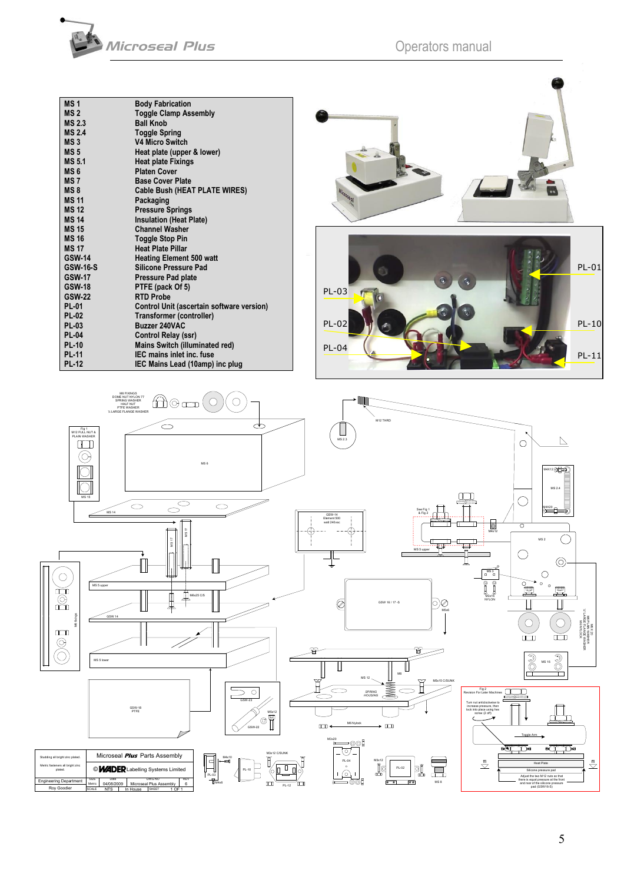| | |
|---|---|
| MS 1 | Body Fabrication |
| MS 2 | Toggle Clamp Assembly |
| MS 2.3 | Ball Knob |
| MS 2.4 | Toggle Spring |
| MS 3 | V4 Micro Switch |
| MS 5 | Heat plate (upper & lower) |
| MS 5.1 | Heat plate Fixings |
| MS 6 | Platen Cover |
| MS 7 | Base Cover Plate |
| MS 8 | Cable Bush (HEAT PLATE WIRES) |
| MS 11 | Packaging |
| MS 12 | Pressure Springs |
| MS 14 | Insulation (Heat Plate) |
| MS 15 | Channel Washer |
| MS 16 | Toggle Stop Pin |
| MS 17 | Heat Plate Pillar |
| GSW-14 | Heating Element 500 watt |
| GSW-16-S | Silicone Pressure Pad |
| GSW-17 | Pressure Pad plate |
| GSW-18 | PTFE (pack Of 5) |
| GSW-22 | RTD Probe |
| PL-01 | Control Unit (ascertain software version) |
| PL-02 | Transformer (controller) |
| PL-03 | Buzzer 240VAC |
| PL-04 | Control Relay (ssr) |
| PL-10 | Mains Switch (illuminated red) |
| PL-11 | IEC mains inlet inc. fuse |
| PL-12 | IEC Mains Lead (10amp) inc plug |

PL-01
PL-03
PL-02
PL-10
PL-04
PL-11

| | | | | |
|---|---|---|---|---|
| Studding all bright zinc plated. Metric fasteners all bright zinc plated. | Microseal *Plus* Parts Assembly | | | |
| | © WADER Labelling Systems Limited | | | |
| Engineering Department | Metric | 04/08/2009 | Microseal Plus Assembly | 6 |
| Roy Goodier | NTS | In House | SHEET 1 OF 1 | |